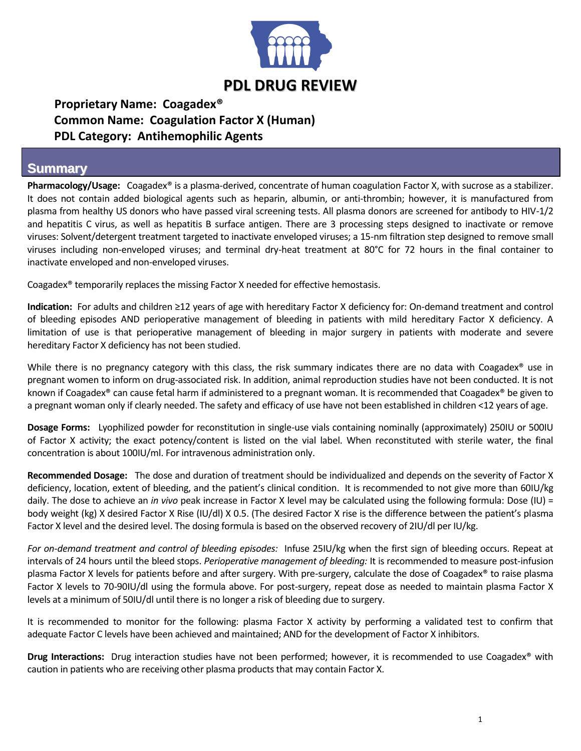# PDL DRUG REVIEW

**Proprietary Name: Coagadex®**
**Common Name: Coagulation Factor X (Human)**
**PDL Category: Antihemophilic Agents**

## Summary

**Pharmacology/Usage:** Coagadex® is a plasma-derived, concentrate of human coagulation Factor X, with sucrose as a stabilizer. It does not contain added biological agents such as heparin, albumin, or anti-thrombin; however, it is manufactured from plasma from healthy US donors who have passed viral screening tests. All plasma donors are screened for antibody to HIV-1/2 and hepatitis C virus, as well as hepatitis B surface antigen. There are 3 processing steps designed to inactivate or remove viruses: Solvent/detergent treatment targeted to inactivate enveloped viruses; a 15-nm filtration step designed to remove small viruses including non-enveloped viruses; and terminal dry-heat treatment at 80°C for 72 hours in the final container to inactivate enveloped and non-enveloped viruses.

Coagadex® temporarily replaces the missing Factor X needed for effective hemostasis.

**Indication:** For adults and children ≥12 years of age with hereditary Factor X deficiency for: On-demand treatment and control of bleeding episodes AND perioperative management of bleeding in patients with mild hereditary Factor X deficiency. A limitation of use is that perioperative management of bleeding in major surgery in patients with moderate and severe hereditary Factor X deficiency has not been studied.

While there is no pregnancy category with this class, the risk summary indicates there are no data with Coagadex® use in pregnant women to inform on drug-associated risk. In addition, animal reproduction studies have not been conducted. It is not known if Coagadex® can cause fetal harm if administered to a pregnant woman. It is recommended that Coagadex® be given to a pregnant woman only if clearly needed. The safety and efficacy of use have not been established in children <12 years of age.

**Dosage Forms:** Lyophilized powder for reconstitution in single-use vials containing nominally (approximately) 250IU or 500IU of Factor X activity; the exact potency/content is listed on the vial label. When reconstituted with sterile water, the final concentration is about 100IU/ml. For intravenous administration only.

**Recommended Dosage:** The dose and duration of treatment should be individualized and depends on the severity of Factor X deficiency, location, extent of bleeding, and the patient's clinical condition. It is recommended to not give more than 60IU/kg daily. The dose to achieve an *in vivo* peak increase in Factor X level may be calculated using the following formula: Dose (IU) = body weight (kg) X desired Factor X Rise (IU/dl) X 0.5. (The desired Factor X rise is the difference between the patient's plasma Factor X level and the desired level. The dosing formula is based on the observed recovery of 2IU/dl per IU/kg.

*For on-demand treatment and control of bleeding episodes:* Infuse 25IU/kg when the first sign of bleeding occurs. Repeat at intervals of 24 hours until the bleed stops. *Perioperative management of bleeding:* It is recommended to measure post-infusion plasma Factor X levels for patients before and after surgery. With pre-surgery, calculate the dose of Coagadex® to raise plasma Factor X levels to 70-90IU/dl using the formula above. For post-surgery, repeat dose as needed to maintain plasma Factor X levels at a minimum of 50IU/dl until there is no longer a risk of bleeding due to surgery.

It is recommended to monitor for the following: plasma Factor X activity by performing a validated test to confirm that adequate Factor C levels have been achieved and maintained; AND for the development of Factor X inhibitors.

**Drug Interactions:** Drug interaction studies have not been performed; however, it is recommended to use Coagadex® with caution in patients who are receiving other plasma products that may contain Factor X.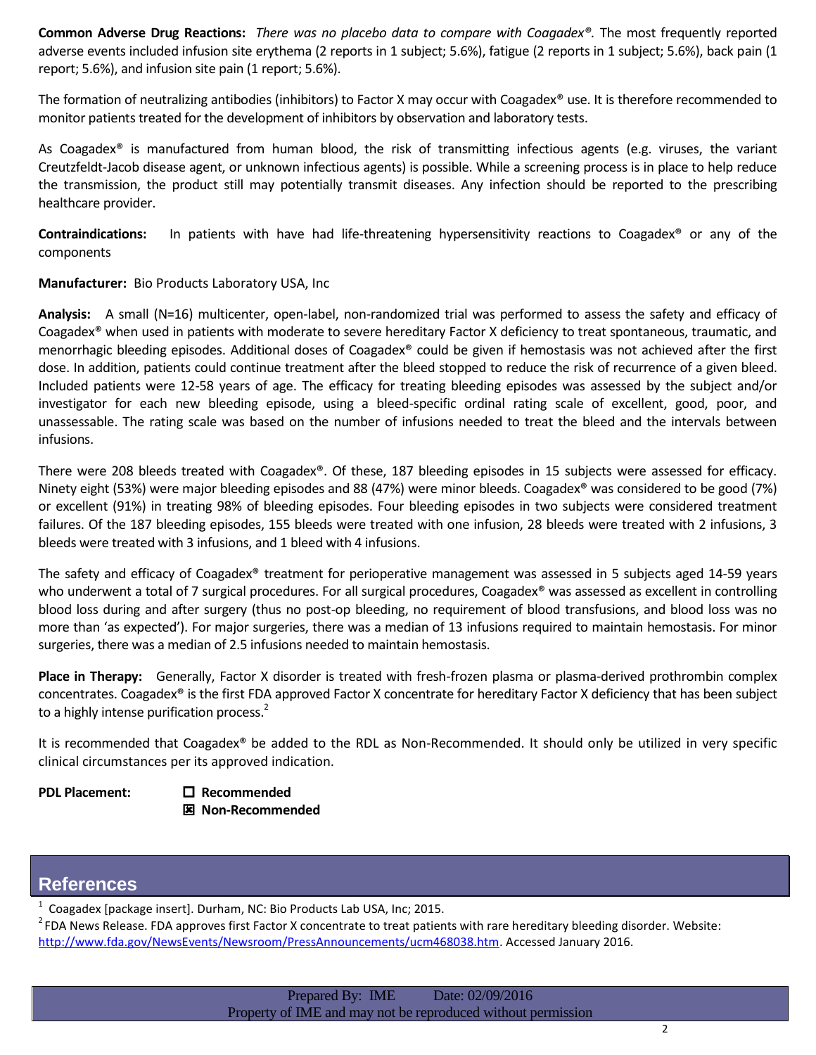**Common Adverse Drug Reactions:** *There was no placebo data to compare with Coagadex®.* The most frequently reported adverse events included infusion site erythema (2 reports in 1 subject; 5.6%), fatigue (2 reports in 1 subject; 5.6%), back pain (1 report; 5.6%), and infusion site pain (1 report; 5.6%).

The formation of neutralizing antibodies (inhibitors) to Factor X may occur with Coagadex® use. It is therefore recommended to monitor patients treated for the development of inhibitors by observation and laboratory tests.

As Coagadex® is manufactured from human blood, the risk of transmitting infectious agents (e.g. viruses, the variant Creutzfeldt-Jacob disease agent, or unknown infectious agents) is possible. While a screening process is in place to help reduce the transmission, the product still may potentially transmit diseases. Any infection should be reported to the prescribing healthcare provider.

**Contraindications:** In patients with have had life-threatening hypersensitivity reactions to Coagadex® or any of the components

**Manufacturer:** Bio Products Laboratory USA, Inc

**Analysis:** A small (N=16) multicenter, open-label, non-randomized trial was performed to assess the safety and efficacy of Coagadex® when used in patients with moderate to severe hereditary Factor X deficiency to treat spontaneous, traumatic, and menorrhagic bleeding episodes. Additional doses of Coagadex® could be given if hemostasis was not achieved after the first dose. In addition, patients could continue treatment after the bleed stopped to reduce the risk of recurrence of a given bleed. Included patients were 12-58 years of age. The efficacy for treating bleeding episodes was assessed by the subject and/or investigator for each new bleeding episode, using a bleed-specific ordinal rating scale of excellent, good, poor, and unassessable. The rating scale was based on the number of infusions needed to treat the bleed and the intervals between infusions.

There were 208 bleeds treated with Coagadex®. Of these, 187 bleeding episodes in 15 subjects were assessed for efficacy. Ninety eight (53%) were major bleeding episodes and 88 (47%) were minor bleeds. Coagadex® was considered to be good (7%) or excellent (91%) in treating 98% of bleeding episodes. Four bleeding episodes in two subjects were considered treatment failures. Of the 187 bleeding episodes, 155 bleeds were treated with one infusion, 28 bleeds were treated with 2 infusions, 3 bleeds were treated with 3 infusions, and 1 bleed with 4 infusions.

The safety and efficacy of Coagadex® treatment for perioperative management was assessed in 5 subjects aged 14-59 years who underwent a total of 7 surgical procedures. For all surgical procedures, Coagadex® was assessed as excellent in controlling blood loss during and after surgery (thus no post-op bleeding, no requirement of blood transfusions, and blood loss was no more than 'as expected'). For major surgeries, there was a median of 13 infusions required to maintain hemostasis. For minor surgeries, there was a median of 2.5 infusions needed to maintain hemostasis.

**Place in Therapy:** Generally, Factor X disorder is treated with fresh-frozen plasma or plasma-derived prothrombin complex concentrates. Coagadex® is the first FDA approved Factor X concentrate for hereditary Factor X deficiency that has been subject to a highly intense purification process.[2]

It is recommended that Coagadex® be added to the RDL as Non-Recommended. It should only be utilized in very specific clinical circumstances per its approved indication.

**PDL Placement:**

- ☐ **Recommended**
- ☒ **Non-Recommended**

## References

[1] Coagadex [package insert]. Durham, NC: Bio Products Lab USA, Inc; 2015.

[2] FDA News Release. FDA approves first Factor X concentrate to treat patients with rare hereditary bleeding disorder. Website: http://www.fda.gov/NewsEvents/Newsroom/PressAnnouncements/ucm468038.htm. Accessed January 2016.

Prepared By: IME Date: 02/09/2016

Property of IME and may not be reproduced without permission